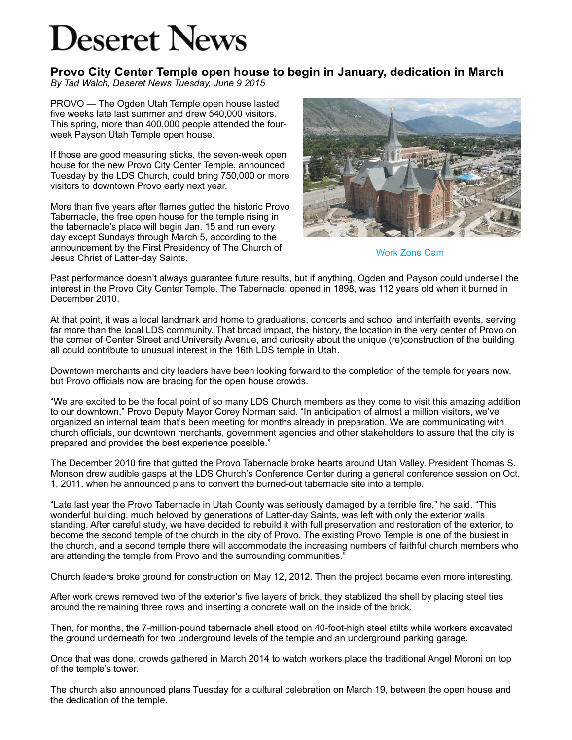# Deseret News

## Provo City Center Temple open house to begin in January, dedication in March

*By Tad Walch, Deseret News Tuesday, June 9 2015*

PROVO — The Ogden Utah Temple open house lasted five weeks late last summer and drew 540,000 visitors. This spring, more than 400,000 people attended the four-week Payson Utah Temple open house.

If those are good measuring sticks, the seven-week open house for the new Provo City Center Temple, announced Tuesday by the LDS Church, could bring 750,000 or more visitors to downtown Provo early next year.

More than five years after flames gutted the historic Provo Tabernacle, the free open house for the temple rising in the tabernacle's place will begin Jan. 15 and run every day except Sundays through March 5, according to the announcement by the First Presidency of The Church of Jesus Christ of Latter-day Saints.

Work Zone Cam

Past performance doesn't always guarantee future results, but if anything, Ogden and Payson could undersell the interest in the Provo City Center Temple. The Tabernacle, opened in 1898, was 112 years old when it burned in December 2010.

At that point, it was a local landmark and home to graduations, concerts and school and interfaith events, serving far more than the local LDS community. That broad impact, the history, the location in the very center of Provo on the corner of Center Street and University Avenue, and curiosity about the unique (re)construction of the building all could contribute to unusual interest in the 16th LDS temple in Utah.

Downtown merchants and city leaders have been looking forward to the completion of the temple for years now, but Provo officials now are bracing for the open house crowds.

"We are excited to be the focal point of so many LDS Church members as they come to visit this amazing addition to our downtown," Provo Deputy Mayor Corey Norman said. "In anticipation of almost a million visitors, we've organized an internal team that's been meeting for months already in preparation. We are communicating with church officials, our downtown merchants, government agencies and other stakeholders to assure that the city is prepared and provides the best experience possible."

The December 2010 fire that gutted the Provo Tabernacle broke hearts around Utah Valley. President Thomas S. Monson drew audible gasps at the LDS Church's Conference Center during a general conference session on Oct. 1, 2011, when he announced plans to convert the burned-out tabernacle site into a temple.

"Late last year the Provo Tabernacle in Utah County was seriously damaged by a terrible fire," he said. "This wonderful building, much beloved by generations of Latter-day Saints, was left with only the exterior walls standing. After careful study, we have decided to rebuild it with full preservation and restoration of the exterior, to become the second temple of the church in the city of Provo. The existing Provo Temple is one of the busiest in the church, and a second temple there will accommodate the increasing numbers of faithful church members who are attending the temple from Provo and the surrounding communities."

Church leaders broke ground for construction on May 12, 2012. Then the project became even more interesting.

After work crews removed two of the exterior's five layers of brick, they stablized the shell by placing steel ties around the remaining three rows and inserting a concrete wall on the inside of the brick.

Then, for months, the 7-million-pound tabernacle shell stood on 40-foot-high steel stilts while workers excavated the ground underneath for two underground levels of the temple and an underground parking garage.

Once that was done, crowds gathered in March 2014 to watch workers place the traditional Angel Moroni on top of the temple's tower.

The church also announced plans Tuesday for a cultural celebration on March 19, between the open house and the dedication of the temple.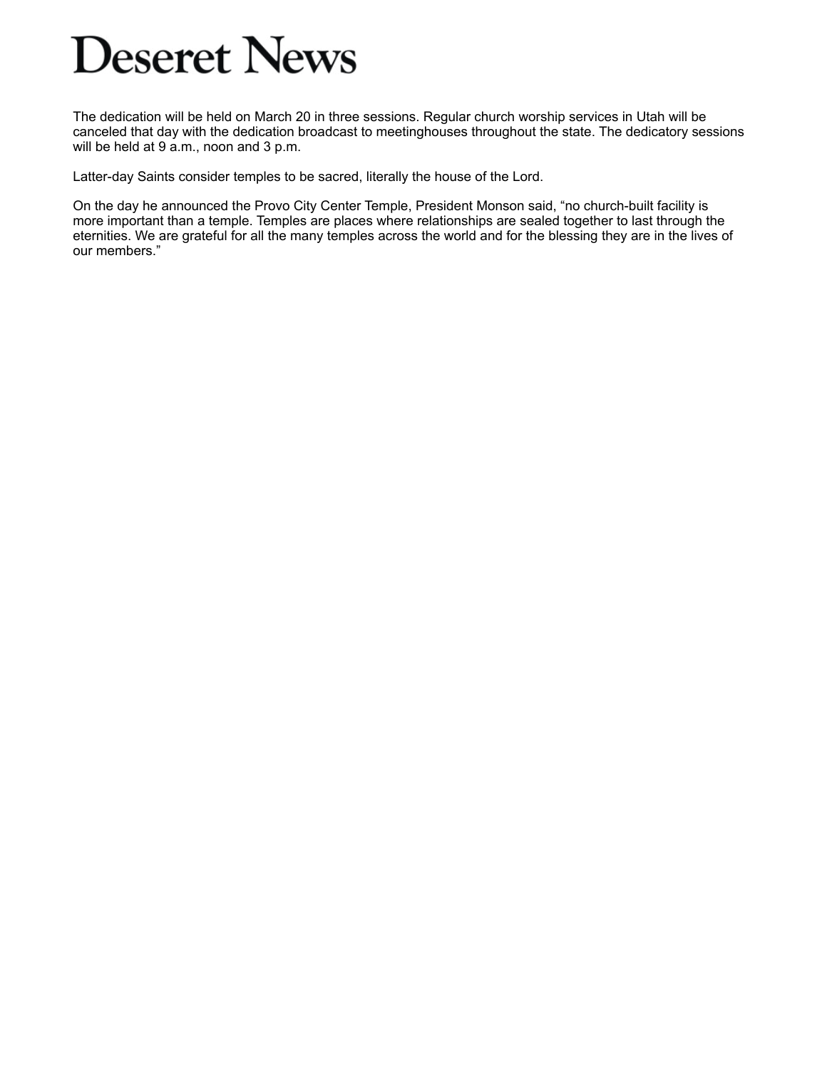The dedication will be held on March 20 in three sessions. Regular church worship services in Utah will be canceled that day with the dedication broadcast to meetinghouses throughout the state. The dedicatory sessions will be held at 9 a.m., noon and 3 p.m.

Latter-day Saints consider temples to be sacred, literally the house of the Lord.

On the day he announced the Provo City Center Temple, President Monson said, “no church-built facility is more important than a temple. Temples are places where relationships are sealed together to last through the eternities. We are grateful for all the many temples across the world and for the blessing they are in the lives of our members.”